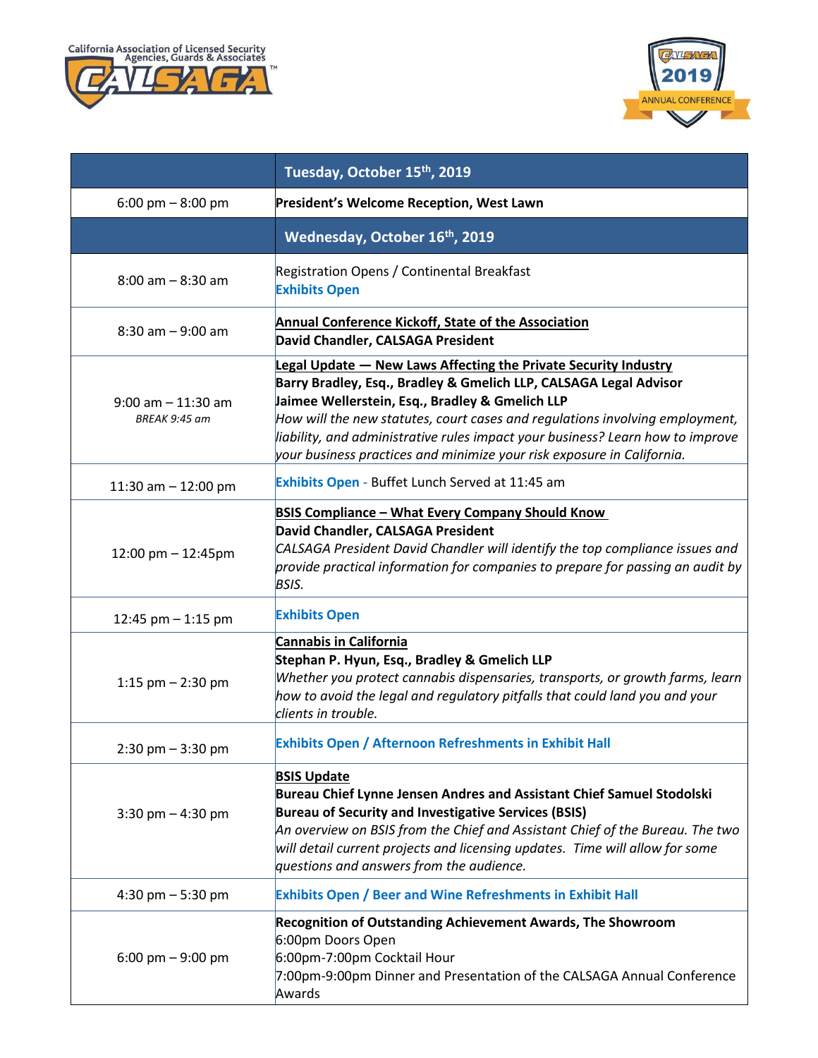California Association of Licensed Security Agencies, Guards & Associates

**CALSAGA**

CALSAGA 2019 ANNUAL CONFERENCE

| | **Tuesday, October 15th, 2019** |
|---|---|
| 6:00 pm – 8:00 pm | **President's Welcome Reception, West Lawn** |
| | **Wednesday, October 16th, 2019** |
| 8:00 am – 8:30 am | Registration Opens / Continental Breakfast<br>**Exhibits Open** |
| 8:30 am – 9:00 am | **Annual Conference Kickoff, State of the Association**<br>**David Chandler, CALSAGA President** |
| 9:00 am – 11:30 am<br>*BREAK 9:45 am* | **Legal Update — New Laws Affecting the Private Security Industry**<br>**Barry Bradley, Esq., Bradley & Gmelich LLP, CALSAGA Legal Advisor**<br>**Jaimee Wellerstein, Esq., Bradley & Gmelich LLP**<br>*How will the new statutes, court cases and regulations involving employment, liability, and administrative rules impact your business? Learn how to improve your business practices and minimize your risk exposure in California.* |
| 11:30 am – 12:00 pm | **Exhibits Open** - Buffet Lunch Served at 11:45 am |
| 12:00 pm – 12:45pm | **BSIS Compliance – What Every Company Should Know**<br>**David Chandler, CALSAGA President**<br>*CALSAGA President David Chandler will identify the top compliance issues and provide practical information for companies to prepare for passing an audit by BSIS.* |
| 12:45 pm – 1:15 pm | **Exhibits Open** |
| 1:15 pm – 2:30 pm | **Cannabis in California**<br>**Stephan P. Hyun, Esq., Bradley & Gmelich LLP**<br>*Whether you protect cannabis dispensaries, transports, or growth farms, learn how to avoid the legal and regulatory pitfalls that could land you and your clients in trouble.* |
| 2:30 pm – 3:30 pm | **Exhibits Open / Afternoon Refreshments in Exhibit Hall** |
| 3:30 pm – 4:30 pm | **BSIS Update**<br>**Bureau Chief Lynne Jensen Andres and Assistant Chief Samuel Stodolski**<br>**Bureau of Security and Investigative Services (BSIS)**<br>*An overview on BSIS from the Chief and Assistant Chief of the Bureau. The two will detail current projects and licensing updates. Time will allow for some questions and answers from the audience.* |
| 4:30 pm – 5:30 pm | **Exhibits Open / Beer and Wine Refreshments in Exhibit Hall** |
| 6:00 pm – 9:00 pm | **Recognition of Outstanding Achievement Awards, The Showroom**<br>6:00pm Doors Open<br>6:00pm-7:00pm Cocktail Hour<br>7:00pm-9:00pm Dinner and Presentation of the CALSAGA Annual Conference Awards |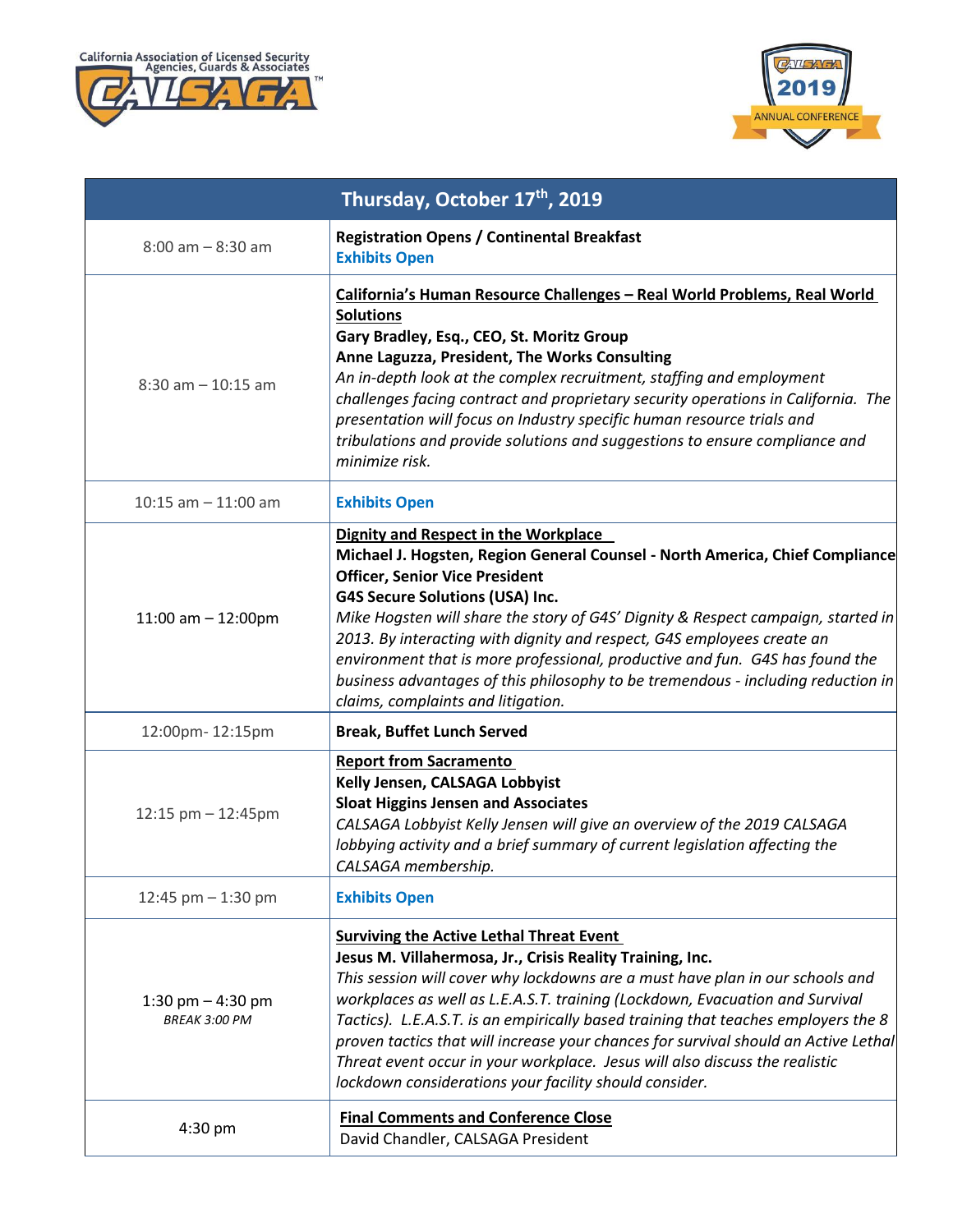California Association of Licensed Security Agencies, Guards & Associates

CALSAGA™

CALSAGA 2019 ANNUAL CONFERENCE

| Thursday, October 17th, 2019 | |
|---|---|
| 8:00 am – 8:30 am | **Registration Opens / Continental Breakfast**<br>**Exhibits Open** |
| 8:30 am – 10:15 am | **California's Human Resource Challenges – Real World Problems, Real World Solutions**<br>**Gary Bradley, Esq., CEO, St. Moritz Group**<br>**Anne Laguzza, President, The Works Consulting**<br>*An in-depth look at the complex recruitment, staffing and employment challenges facing contract and proprietary security operations in California. The presentation will focus on Industry specific human resource trials and tribulations and provide solutions and suggestions to ensure compliance and minimize risk.* |
| 10:15 am – 11:00 am | **Exhibits Open** |
| 11:00 am – 12:00pm | **Dignity and Respect in the Workplace**<br>**Michael J. Hogsten, Region General Counsel - North America, Chief Compliance Officer, Senior Vice President**<br>**G4S Secure Solutions (USA) Inc.**<br>*Mike Hogsten will share the story of G4S' Dignity & Respect campaign, started in 2013. By interacting with dignity and respect, G4S employees create an environment that is more professional, productive and fun. G4S has found the business advantages of this philosophy to be tremendous - including reduction in claims, complaints and litigation.* |
| 12:00pm- 12:15pm | **Break, Buffet Lunch Served** |
| 12:15 pm – 12:45pm | **Report from Sacramento**<br>**Kelly Jensen, CALSAGA Lobbyist**<br>**Sloat Higgins Jensen and Associates**<br>*CALSAGA Lobbyist Kelly Jensen will give an overview of the 2019 CALSAGA lobbying activity and a brief summary of current legislation affecting the CALSAGA membership.* |
| 12:45 pm – 1:30 pm | **Exhibits Open** |
| 1:30 pm – 4:30 pm<br>*BREAK 3:00 PM* | **Surviving the Active Lethal Threat Event**<br>**Jesus M. Villahermosa, Jr., Crisis Reality Training, Inc.**<br>*This session will cover why lockdowns are a must have plan in our schools and workplaces as well as L.E.A.S.T. training (Lockdown, Evacuation and Survival Tactics). L.E.A.S.T. is an empirically based training that teaches employers the 8 proven tactics that will increase your chances for survival should an Active Lethal Threat event occur in your workplace. Jesus will also discuss the realistic lockdown considerations your facility should consider.* |
| 4:30 pm | **Final Comments and Conference Close**<br>David Chandler, CALSAGA President |